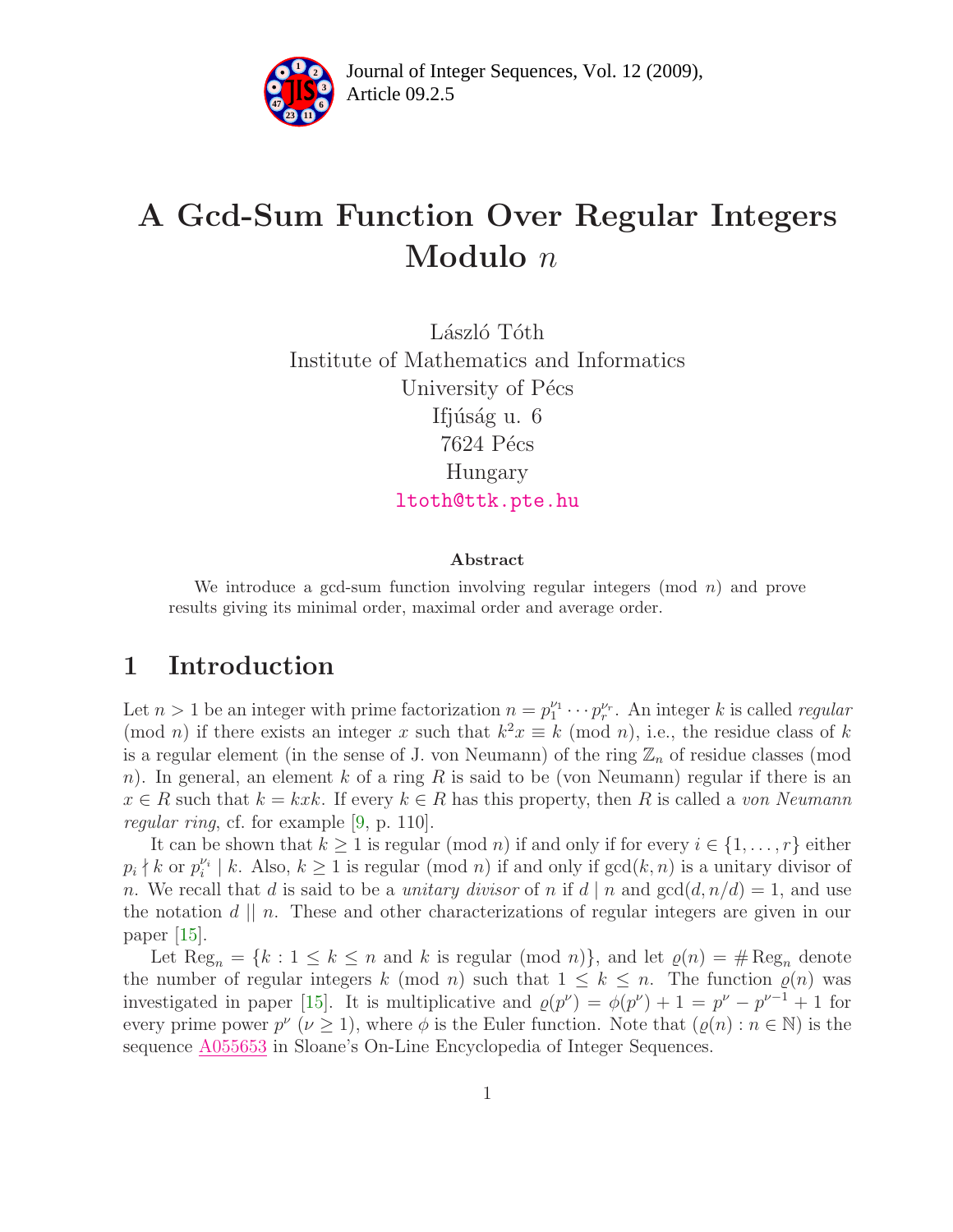# A Gcd-Sum Function Over Regular Integers Modulo $n$

László Tóth
Institute of Mathematics and Informatics
University of Pécs
Ifjúság u. 6
7624 Pécs
Hungary
ltoth@ttk.pte.hu

### Abstract

We introduce a gcd-sum function involving regular integers (mod $n$) and prove results giving its minimal order, maximal order and average order.

## 1 Introduction

Let $n > 1$ be an integer with prime factorization $n = p_1^{\nu_1} \cdots p_r^{\nu_r}$. An integer $k$ is called *regular* (mod $n$) if there exists an integer $x$ such that $k^2 x \equiv k \pmod{n}$, i.e., the residue class of $k$ is a regular element (in the sense of J. von Neumann) of the ring $\mathbb{Z}_n$ of residue classes (mod $n$). In general, an element $k$ of a ring $R$ is said to be (von Neumann) regular if there is an $x \in R$ such that $k = kxk$. If every $k \in R$ has this property, then $R$ is called a *von Neumann regular ring*, cf. for example [9, p. 110].

It can be shown that $k \geq 1$ is regular (mod $n$) if and only if for every $i \in \{1, \ldots, r\}$ either $p_i \nmid k$ or $p_i^{\nu_i} \mid k$. Also, $k \geq 1$ is regular (mod $n$) if and only if $\gcd(k, n)$ is a unitary divisor of $n$. We recall that $d$ is said to be a *unitary divisor* of $n$ if $d \mid n$ and $\gcd(d, n/d) = 1$, and use the notation $d \mid\mid n$. These and other characterizations of regular integers are given in our paper [15].

Let $\operatorname{Reg}_n = \{k : 1 \leq k \leq n \text{ and } k \text{ is regular (mod } n)\}$, and let $\varrho(n) = \#\operatorname{Reg}_n$ denote the number of regular integers $k$ (mod $n$) such that $1 \leq k \leq n$. The function $\varrho(n)$ was investigated in paper [15]. It is multiplicative and $\varrho(p^\nu) = \phi(p^\nu) + 1 = p^\nu - p^{\nu-1} + 1$ for every prime power $p^\nu$ ($\nu \geq 1$), where $\phi$ is the Euler function. Note that $(\varrho(n) : n \in \mathbb{N})$ is the sequence A055653 in Sloane's On-Line Encyclopedia of Integer Sequences.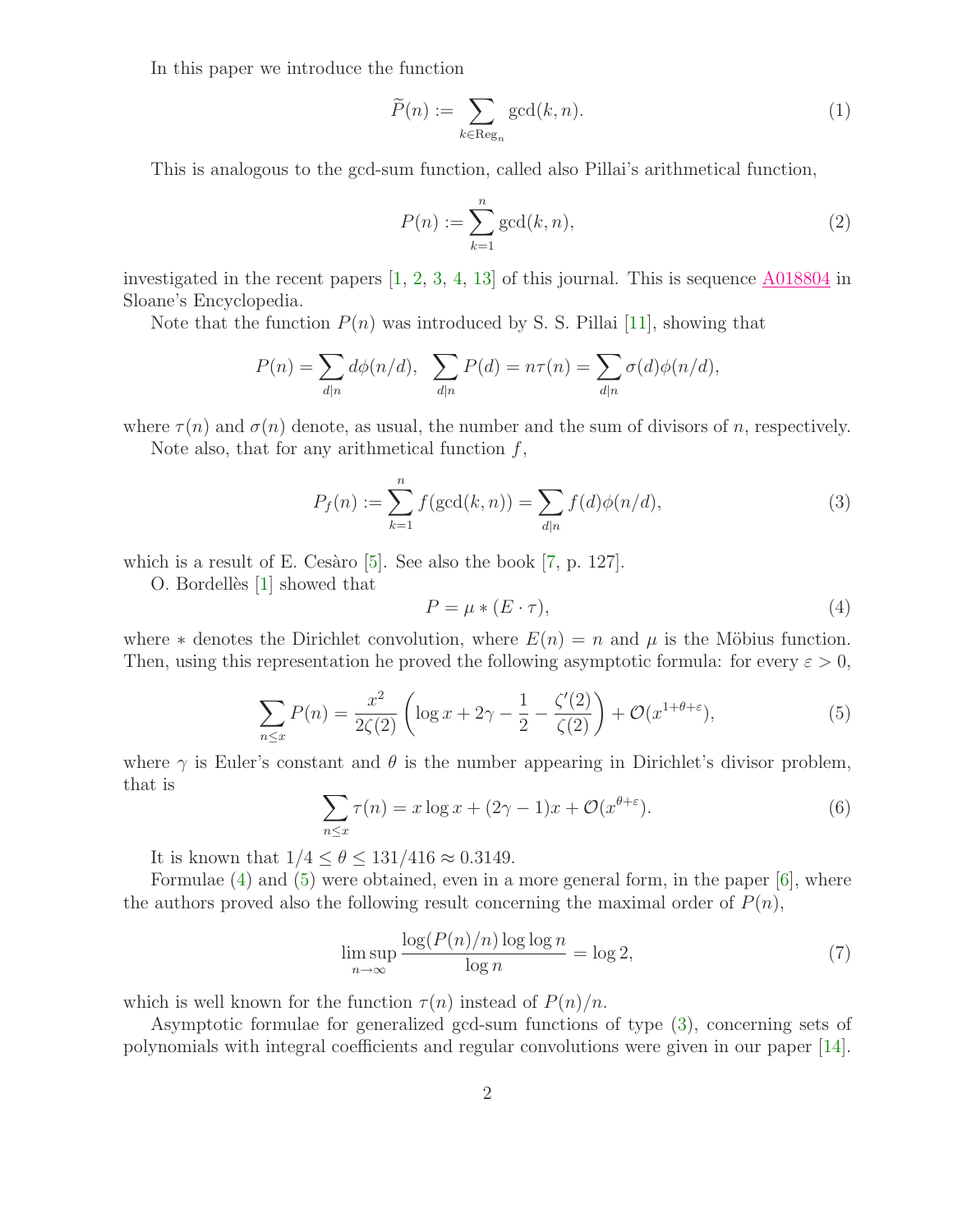In this paper we introduce the function

$$\widetilde{P}(n) := \sum_{k \in \mathrm{Reg}_n} \gcd(k, n). \tag{1}$$

This is analogous to the gcd-sum function, called also Pillai's arithmetical function,

$$P(n) := \sum_{k=1}^{n} \gcd(k, n), \tag{2}$$

investigated in the recent papers [1, 2, 3, 4, 13] of this journal. This is sequence A018804 in Sloane's Encyclopedia.

Note that the function $P(n)$ was introduced by S. S. Pillai [11], showing that

$$P(n) = \sum_{d \mid n} d\phi(n/d), \quad \sum_{d \mid n} P(d) = n\tau(n) = \sum_{d \mid n} \sigma(d)\phi(n/d),$$

where $\tau(n)$ and $\sigma(n)$ denote, as usual, the number and the sum of divisors of $n$, respectively.

Note also, that for any arithmetical function $f$,

$$P_f(n) := \sum_{k=1}^{n} f(\gcd(k, n)) = \sum_{d \mid n} f(d)\phi(n/d), \tag{3}$$

which is a result of E. Cesàro [5]. See also the book [7, p. 127].

O. Bordellès [1] showed that

$$P = \mu * (E \cdot \tau), \tag{4}$$

where $*$ denotes the Dirichlet convolution, where $E(n) = n$ and $\mu$ is the Möbius function. Then, using this representation he proved the following asymptotic formula: for every $\varepsilon > 0$,

$$\sum_{n \le x} P(n) = \frac{x^2}{2\zeta(2)} \left( \log x + 2\gamma - \frac{1}{2} - \frac{\zeta'(2)}{\zeta(2)} \right) + \mathcal{O}(x^{1+\theta+\varepsilon}), \tag{5}$$

where $\gamma$ is Euler's constant and $\theta$ is the number appearing in Dirichlet's divisor problem, that is

$$\sum_{n \le x} \tau(n) = x \log x + (2\gamma - 1)x + \mathcal{O}(x^{\theta+\varepsilon}). \tag{6}$$

It is known that $1/4 \le \theta \le 131/416 \approx 0.3149$.

Formulae (4) and (5) were obtained, even in a more general form, in the paper [6], where the authors proved also the following result concerning the maximal order of $P(n)$,

$$\limsup_{n \to \infty} \frac{\log(P(n)/n) \log \log n}{\log n} = \log 2, \tag{7}$$

which is well known for the function $\tau(n)$ instead of $P(n)/n$.

Asymptotic formulae for generalized gcd-sum functions of type (3), concerning sets of polynomials with integral coefficients and regular convolutions were given in our paper [14].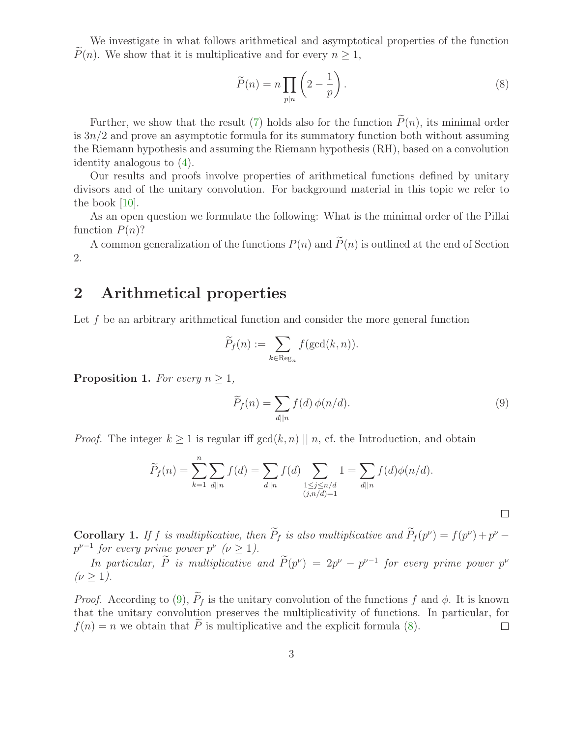We investigate in what follows arithmetical and asymptotical properties of the function $\widetilde{P}(n)$. We show that it is multiplicative and for every $n \geq 1$,

$$\widetilde{P}(n) = n \prod_{p \mid n} \left(2 - \frac{1}{p}\right). \tag{8}$$

Further, we show that the result (7) holds also for the function $\widetilde{P}(n)$, its minimal order is $3n/2$ and prove an asymptotic formula for its summatory function both without assuming the Riemann hypothesis and assuming the Riemann hypothesis (RH), based on a convolution identity analogous to (4).

Our results and proofs involve properties of arithmetical functions defined by unitary divisors and of the unitary convolution. For background material in this topic we refer to the book [10].

As an open question we formulate the following: What is the minimal order of the Pillai function $P(n)$?

A common generalization of the functions $P(n)$ and $\widetilde{P}(n)$ is outlined at the end of Section 2.

## 2 Arithmetical properties

Let $f$ be an arbitrary arithmetical function and consider the more general function

$$\widetilde{P}_f(n) := \sum_{k \in \mathrm{Reg}_n} f(\gcd(k,n)).$$

**Proposition 1.** *For every $n \geq 1$,*

$$\widetilde{P}_f(n) = \sum_{d \| n} f(d)\, \phi(n/d). \tag{9}$$

*Proof.* The integer $k \geq 1$ is regular iff $\gcd(k,n) \parallel n$, cf. the Introduction, and obtain

$$\widetilde{P}_f(n) = \sum_{k=1}^{n} \sum_{d \| n} f(d) = \sum_{d \| n} f(d) \sum_{\substack{1 \leq j \leq n/d \\ (j,n/d)=1}} 1 = \sum_{d \| n} f(d) \phi(n/d).$$

□

**Corollary 1.** *If $f$ is multiplicative, then $\widetilde{P}_f$ is also multiplicative and $\widetilde{P}_f(p^\nu) = f(p^\nu) + p^\nu - p^{\nu-1}$ for every prime power $p^\nu$ ($\nu \geq 1$).*

*In particular, $\widetilde{P}$ is multiplicative and $\widetilde{P}(p^\nu) = 2p^\nu - p^{\nu-1}$ for every prime power $p^\nu$ ($\nu \geq 1$).*

*Proof.* According to (9), $\widetilde{P}_f$ is the unitary convolution of the functions $f$ and $\phi$. It is known that the unitary convolution preserves the multiplicativity of functions. In particular, for $f(n) = n$ we obtain that $\widetilde{P}$ is multiplicative and the explicit formula (8). □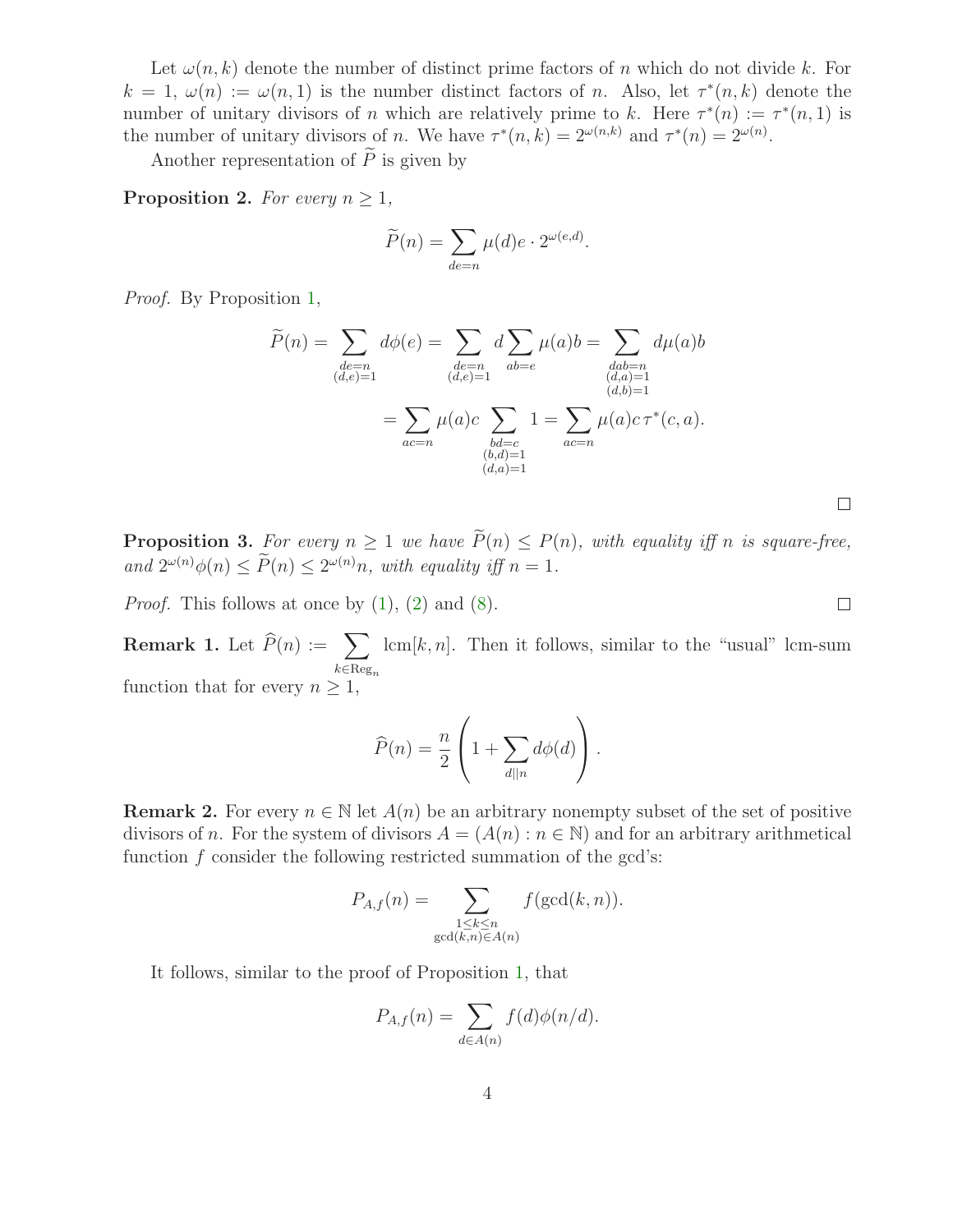Let $\omega(n,k)$ denote the number of distinct prime factors of $n$ which do not divide $k$. For $k = 1$, $\omega(n) := \omega(n,1)$ is the number distinct factors of $n$. Also, let $\tau^*(n,k)$ denote the number of unitary divisors of $n$ which are relatively prime to $k$. Here $\tau^*(n) := \tau^*(n,1)$ is the number of unitary divisors of $n$. We have $\tau^*(n,k) = 2^{\omega(n,k)}$ and $\tau^*(n) = 2^{\omega(n)}$.

Another representation of $\widetilde{P}$ is given by

**Proposition 2.** *For every* $n \geq 1$,

$$\widetilde{P}(n) = \sum_{de=n} \mu(d)e \cdot 2^{\omega(e,d)}.$$

*Proof.* By Proposition 1,

$$\widetilde{P}(n) = \sum_{\substack{de=n \\ (d,e)=1}} d\phi(e) = \sum_{\substack{de=n \\ (d,e)=1}} d \sum_{ab=e} \mu(a)b = \sum_{\substack{dab=n \\ (d,a)=1 \\ (d,b)=1}} d\mu(a)b$$

$$= \sum_{ac=n} \mu(a)c \sum_{\substack{bd=c \\ (b,d)=1 \\ (d,a)=1}} 1 = \sum_{ac=n} \mu(a)c\, \tau^*(c,a).$$

□

**Proposition 3.** *For every* $n \geq 1$ *we have* $\widetilde{P}(n) \leq P(n)$, *with equality iff* $n$ *is square-free, and* $2^{\omega(n)}\phi(n) \leq \widetilde{P}(n) \leq 2^{\omega(n)}n$, *with equality iff* $n = 1$.

*Proof.* This follows at once by (1), (2) and (8). □

**Remark 1.** Let $\widehat{P}(n) := \sum_{k \in \mathrm{Reg}_n} \mathrm{lcm}[k,n]$. Then it follows, similar to the "usual" lcm-sum function that for every $n \geq 1$,

$$\widehat{P}(n) = \frac{n}{2}\left(1 + \sum_{d||n} d\phi(d)\right).$$

**Remark 2.** For every $n \in \mathbb{N}$ let $A(n)$ be an arbitrary nonempty subset of the set of positive divisors of $n$. For the system of divisors $A = (A(n) : n \in \mathbb{N})$ and for an arbitrary arithmetical function $f$ consider the following restricted summation of the gcd's:

$$P_{A,f}(n) = \sum_{\substack{1 \leq k \leq n \\ \gcd(k,n) \in A(n)}} f(\gcd(k,n)).$$

It follows, similar to the proof of Proposition 1, that

$$P_{A,f}(n) = \sum_{d \in A(n)} f(d)\phi(n/d).$$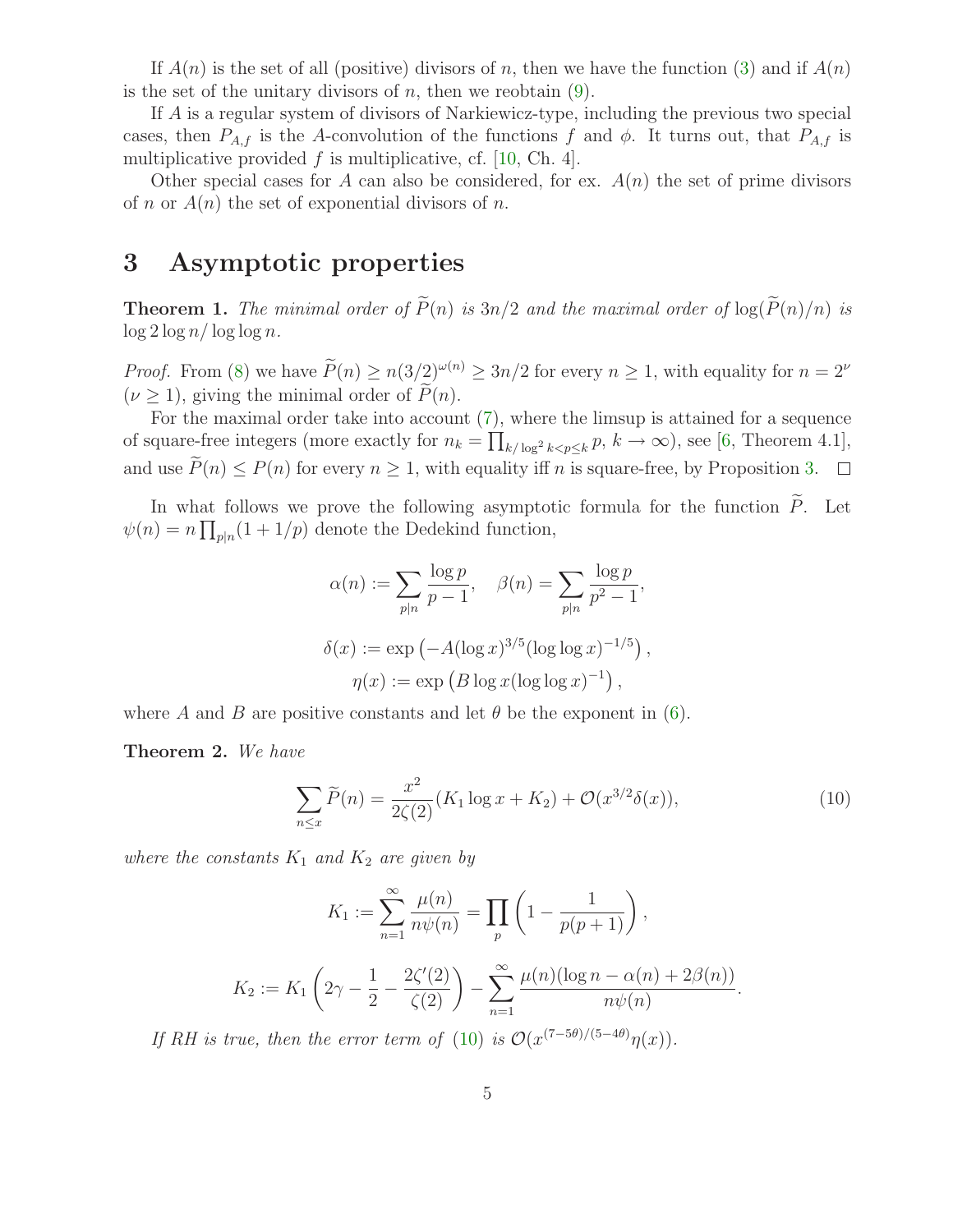If $A(n)$ is the set of all (positive) divisors of $n$, then we have the function (3) and if $A(n)$ is the set of the unitary divisors of $n$, then we reobtain (9).

If $A$ is a regular system of divisors of Narkiewicz-type, including the previous two special cases, then $P_{A,f}$ is the $A$-convolution of the functions $f$ and $\phi$. It turns out, that $P_{A,f}$ is multiplicative provided $f$ is multiplicative, cf. [10, Ch. 4].

Other special cases for $A$ can also be considered, for ex. $A(n)$ the set of prime divisors of $n$ or $A(n)$ the set of exponential divisors of $n$.

# 3 Asymptotic properties

**Theorem 1.** *The minimal order of $\widetilde{P}(n)$ is $3n/2$ and the maximal order of $\log(\widetilde{P}(n)/n)$ is $\log 2 \log n / \log\log n$.*

*Proof.* From (8) we have $\widetilde{P}(n) \geq n(3/2)^{\omega(n)} \geq 3n/2$ for every $n \geq 1$, with equality for $n = 2^\nu$ ($\nu \geq 1$), giving the minimal order of $\widetilde{P}(n)$.

For the maximal order take into account (7), where the limsup is attained for a sequence of square-free integers (more exactly for $n_k = \prod_{k/\log^2 k < p \leq k} p$, $k \to \infty$), see [6, Theorem 4.1], and use $\widetilde{P}(n) \leq P(n)$ for every $n \geq 1$, with equality iff $n$ is square-free, by Proposition 3. $\square$

In what follows we prove the following asymptotic formula for the function $\widetilde{P}$. Let $\psi(n) = n \prod_{p|n}(1 + 1/p)$ denote the Dedekind function,

$$\alpha(n) := \sum_{p|n} \frac{\log p}{p-1}, \quad \beta(n) = \sum_{p|n} \frac{\log p}{p^2-1},$$

$$\delta(x) := \exp\left(-A(\log x)^{3/5}(\log\log x)^{-1/5}\right),$$

$$\eta(x) := \exp\left(B \log x (\log\log x)^{-1}\right),$$

where $A$ and $B$ are positive constants and let $\theta$ be the exponent in (6).

**Theorem 2.** *We have*

$$\sum_{n \leq x} \widetilde{P}(n) = \frac{x^2}{2\zeta(2)}(K_1 \log x + K_2) + \mathcal{O}(x^{3/2}\delta(x)), \tag{10}$$

*where the constants $K_1$ and $K_2$ are given by*

$$K_1 := \sum_{n=1}^{\infty} \frac{\mu(n)}{n\psi(n)} = \prod_p \left(1 - \frac{1}{p(p+1)}\right),$$

$$K_2 := K_1 \left(2\gamma - \frac{1}{2} - \frac{2\zeta'(2)}{\zeta(2)}\right) - \sum_{n=1}^{\infty} \frac{\mu(n)(\log n - \alpha(n) + 2\beta(n))}{n\psi(n)}.$$

*If RH is true, then the error term of (10) is $\mathcal{O}(x^{(7-5\theta)/(5-4\theta)}\eta(x))$.*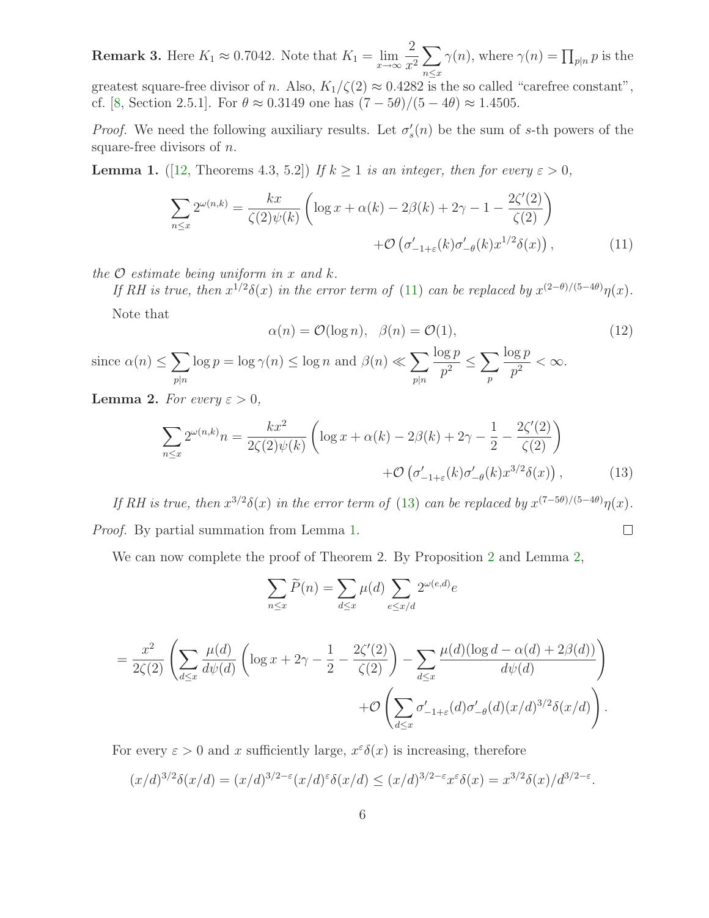**Remark 3.** Here $K_1 \approx 0.7042$. Note that $K_1 = \lim_{x\to\infty} \frac{2}{x^2} \sum_{n\le x} \gamma(n)$, where $\gamma(n) = \prod_{p|n} p$ is the greatest square-free divisor of $n$. Also, $K_1/\zeta(2) \approx 0.4282$ is the so called "carefree constant", cf. [8, Section 2.5.1]. For $\theta \approx 0.3149$ one has $(7-5\theta)/(5-4\theta) \approx 1.4505$.

*Proof.* We need the following auxiliary results. Let $\sigma'_s(n)$ be the sum of $s$-th powers of the square-free divisors of $n$.

**Lemma 1.** ([12, Theorems 4.3, 5.2]) *If $k \ge 1$ is an integer, then for every $\varepsilon > 0$,*

$$\sum_{n\le x} 2^{\omega(n,k)} = \frac{kx}{\zeta(2)\psi(k)}\left(\log x + \alpha(k) - 2\beta(k) + 2\gamma - 1 - \frac{2\zeta'(2)}{\zeta(2)}\right) + \mathcal{O}\left(\sigma'_{-1+\varepsilon}(k)\sigma'_{-\theta}(k)x^{1/2}\delta(x)\right), \tag{11}$$

*the $\mathcal{O}$ estimate being uniform in $x$ and $k$.*

*If RH is true, then $x^{1/2}\delta(x)$ in the error term of (11) can be replaced by $x^{(2-\theta)/(5-4\theta)}\eta(x)$.*

Note that

$$\alpha(n) = \mathcal{O}(\log n), \quad \beta(n) = \mathcal{O}(1), \tag{12}$$

since $\alpha(n) \le \sum_{p|n} \log p = \log \gamma(n) \le \log n$ and $\beta(n) \ll \sum_{p|n} \frac{\log p}{p^2} \le \sum_{p} \frac{\log p}{p^2} < \infty$.

**Lemma 2.** *For every $\varepsilon > 0$,*

$$\sum_{n\le x} 2^{\omega(n,k)} n = \frac{kx^2}{2\zeta(2)\psi(k)}\left(\log x + \alpha(k) - 2\beta(k) + 2\gamma - \frac{1}{2} - \frac{2\zeta'(2)}{\zeta(2)}\right) + \mathcal{O}\left(\sigma'_{-1+\varepsilon}(k)\sigma'_{-\theta}(k)x^{3/2}\delta(x)\right), \tag{13}$$

*If RH is true, then $x^{3/2}\delta(x)$ in the error term of (13) can be replaced by $x^{(7-5\theta)/(5-4\theta)}\eta(x)$.*

*Proof.* By partial summation from Lemma 1. □

We can now complete the proof of Theorem 2. By Proposition 2 and Lemma 2,

$$\sum_{n\le x} \widetilde{P}(n) = \sum_{d\le x} \mu(d) \sum_{e\le x/d} 2^{\omega(e,d)} e$$

$$= \frac{x^2}{2\zeta(2)}\left(\sum_{d\le x} \frac{\mu(d)}{d\psi(d)}\left(\log x + 2\gamma - \frac{1}{2} - \frac{2\zeta'(2)}{\zeta(2)}\right) - \sum_{d\le x} \frac{\mu(d)(\log d - \alpha(d) + 2\beta(d))}{d\psi(d)}\right) + \mathcal{O}\left(\sum_{d\le x} \sigma'_{-1+\varepsilon}(d)\sigma'_{-\theta}(d)(x/d)^{3/2}\delta(x/d)\right).$$

For every $\varepsilon > 0$ and $x$ sufficiently large, $x^{\varepsilon}\delta(x)$ is increasing, therefore

$$(x/d)^{3/2}\delta(x/d) = (x/d)^{3/2-\varepsilon}(x/d)^{\varepsilon}\delta(x/d) \le (x/d)^{3/2-\varepsilon}x^{\varepsilon}\delta(x) = x^{3/2}\delta(x)/d^{3/2-\varepsilon}.$$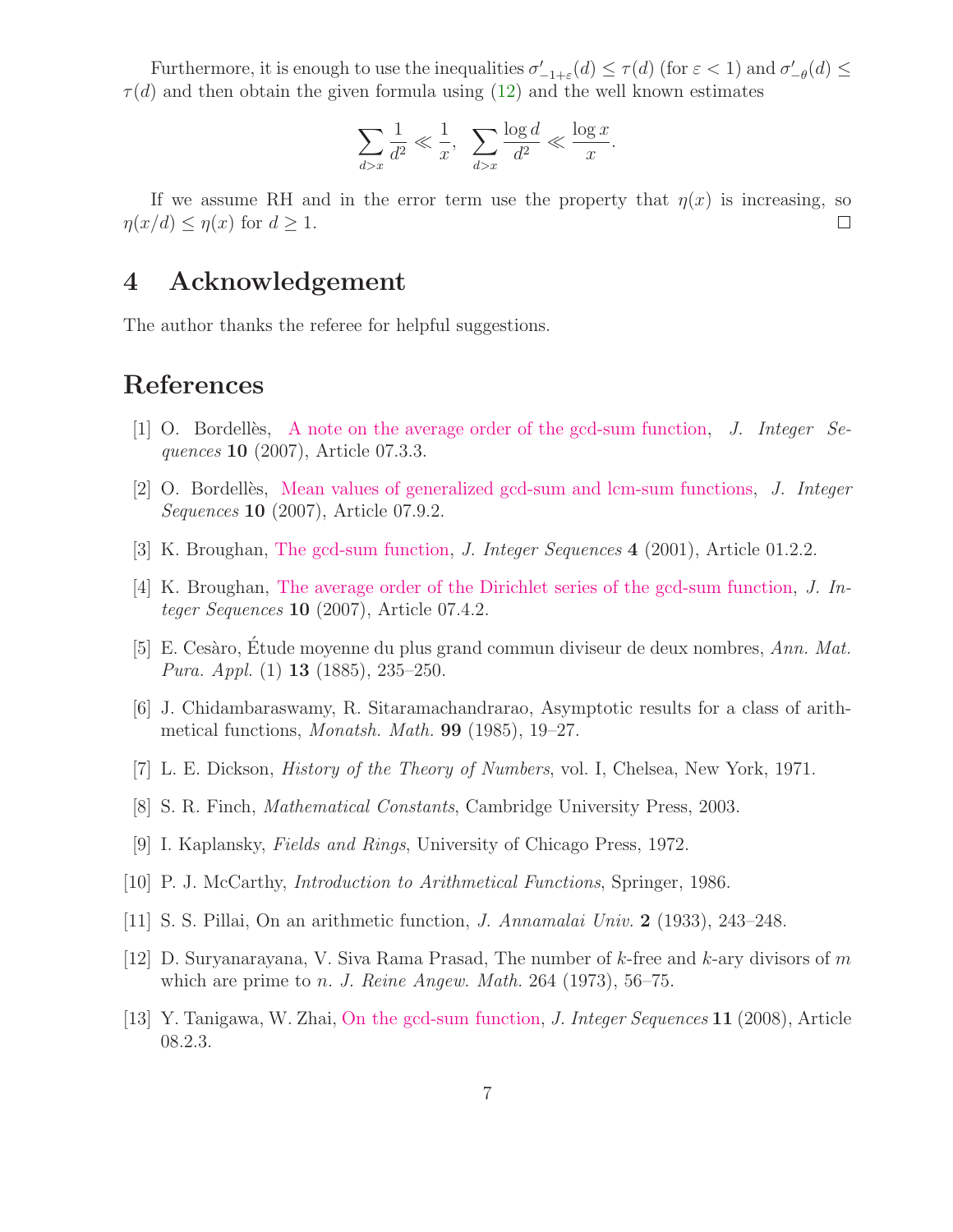Furthermore, it is enough to use the inequalities $\sigma'_{-1+\varepsilon}(d) \le \tau(d)$ (for $\varepsilon < 1$) and $\sigma'_{-\theta}(d) \le \tau(d)$ and then obtain the given formula using (12) and the well known estimates

$$\sum_{d>x} \frac{1}{d^2} \ll \frac{1}{x}, \quad \sum_{d>x} \frac{\log d}{d^2} \ll \frac{\log x}{x}.$$

If we assume RH and in the error term use the property that $\eta(x)$ is increasing, so $\eta(x/d) \le \eta(x)$ for $d \ge 1$. □

## 4 Acknowledgement

The author thanks the referee for helpful suggestions.

## References

[1] O. Bordellès, A note on the average order of the gcd-sum function, *J. Integer Sequences* **10** (2007), Article 07.3.3.

[2] O. Bordellès, Mean values of generalized gcd-sum and lcm-sum functions, *J. Integer Sequences* **10** (2007), Article 07.9.2.

[3] K. Broughan, The gcd-sum function, *J. Integer Sequences* **4** (2001), Article 01.2.2.

[4] K. Broughan, The average order of the Dirichlet series of the gcd-sum function, *J. Integer Sequences* **10** (2007), Article 07.4.2.

[5] E. Cesàro, Étude moyenne du plus grand commun diviseur de deux nombres, *Ann. Mat. Pura. Appl.* (1) **13** (1885), 235–250.

[6] J. Chidambaraswamy, R. Sitaramachandrarao, Asymptotic results for a class of arithmetical functions, *Monatsh. Math.* **99** (1985), 19–27.

[7] L. E. Dickson, *History of the Theory of Numbers*, vol. I, Chelsea, New York, 1971.

[8] S. R. Finch, *Mathematical Constants*, Cambridge University Press, 2003.

[9] I. Kaplansky, *Fields and Rings*, University of Chicago Press, 1972.

[10] P. J. McCarthy, *Introduction to Arithmetical Functions*, Springer, 1986.

[11] S. S. Pillai, On an arithmetic function, *J. Annamalai Univ.* **2** (1933), 243–248.

[12] D. Suryanarayana, V. Siva Rama Prasad, The number of $k$-free and $k$-ary divisors of $m$ which are prime to $n$. *J. Reine Angew. Math.* 264 (1973), 56–75.

[13] Y. Tanigawa, W. Zhai, On the gcd-sum function, *J. Integer Sequences* **11** (2008), Article 08.2.3.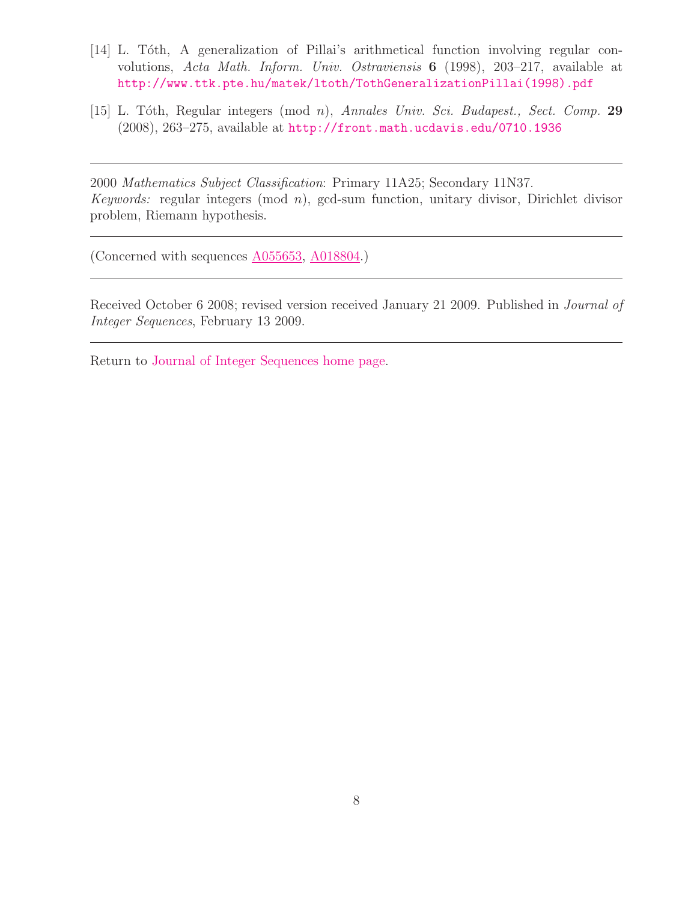[14] L. Tóth, A generalization of Pillai's arithmetical function involving regular convolutions, *Acta Math. Inform. Univ. Ostraviensis* **6** (1998), 203–217, available at http://www.ttk.pte.hu/matek/ltoth/TothGeneralizationPillai(1998).pdf

[15] L. Tóth, Regular integers (mod $n$), *Annales Univ. Sci. Budapest., Sect. Comp.* **29** (2008), 263–275, available at http://front.math.ucdavis.edu/0710.1936

---

2000 *Mathematics Subject Classification*: Primary 11A25; Secondary 11N37.
*Keywords:* regular integers (mod $n$), gcd-sum function, unitary divisor, Dirichlet divisor problem, Riemann hypothesis.

---

(Concerned with sequences A055653, A018804.)

---

Received October 6 2008; revised version received January 21 2009. Published in *Journal of Integer Sequences*, February 13 2009.

---

Return to Journal of Integer Sequences home page.